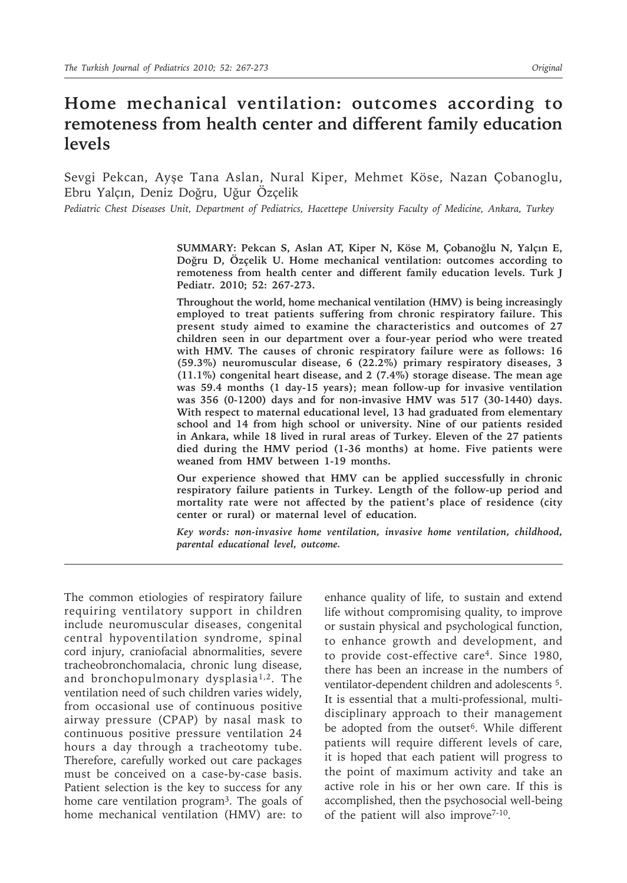# Home mechanical ventilation: outcomes according to remoteness from health center and different family education levels

Sevgi Pekcan, Ayşe Tana Aslan, Nural Kiper, Mehmet Köse, Nazan Çobanoglu, Ebru Yalçın, Deniz Doğru, Uğur Özçelik

*Pediatric Chest Diseases Unit, Department of Pediatrics, Hacettepe University Faculty of Medicine, Ankara, Turkey*

**SUMMARY: Pekcan S, Aslan AT, Kiper N, Köse M, Çobanoğlu N, Yalçın E, Doğru D, Özçelik U. Home mechanical ventilation: outcomes according to remoteness from health center and different family education levels. Turk J Pediatr. 2010; 52: 267-273.**

**Throughout the world, home mechanical ventilation (HMV) is being increasingly employed to treat patients suffering from chronic respiratory failure. This present study aimed to examine the characteristics and outcomes of 27 children seen in our department over a four-year period who were treated with HMV. The causes of chronic respiratory failure were as follows: 16 (59.3%) neuromuscular disease, 6 (22.2%) primary respiratory diseases, 3 (11.1%) congenital heart disease, and 2 (7.4%) storage disease. The mean age was 59.4 months (1 day-15 years); mean follow-up for invasive ventilation was 356 (0-1200) days and for non-invasive HMV was 517 (30-1440) days. With respect to maternal educational level, 13 had graduated from elementary school and 14 from high school or university. Nine of our patients resided in Ankara, while 18 lived in rural areas of Turkey. Eleven of the 27 patients died during the HMV period (1-36 months) at home. Five patients were weaned from HMV between 1-19 months.**

**Our experience showed that HMV can be applied successfully in chronic respiratory failure patients in Turkey. Length of the follow-up period and mortality rate were not affected by the patient's place of residence (city center or rural) or maternal level of education.**

***Key words: non-invasive home ventilation, invasive home ventilation, childhood, parental educational level, outcome.***

The common etiologies of respiratory failure requiring ventilatory support in children include neuromuscular diseases, congenital central hypoventilation syndrome, spinal cord injury, craniofacial abnormalities, severe tracheobronchomalacia, chronic lung disease, and bronchopulmonary dysplasia[1,2]. The ventilation need of such children varies widely, from occasional use of continuous positive airway pressure (CPAP) by nasal mask to continuous positive pressure ventilation 24 hours a day through a tracheotomy tube. Therefore, carefully worked out care packages must be conceived on a case-by-case basis. Patient selection is the key to success for any home care ventilation program[3]. The goals of home mechanical ventilation (HMV) are: to enhance quality of life, to sustain and extend life without compromising quality, to improve or sustain physical and psychological function, to enhance growth and development, and to provide cost-effective care[4]. Since 1980, there has been an increase in the numbers of ventilator-dependent children and adolescents [5]. It is essential that a multi-professional, multi-disciplinary approach to their management be adopted from the outset[6]. While different patients will require different levels of care, it is hoped that each patient will progress to the point of maximum activity and take an active role in his or her own care. If this is accomplished, then the psychosocial well-being of the patient will also improve[7-10].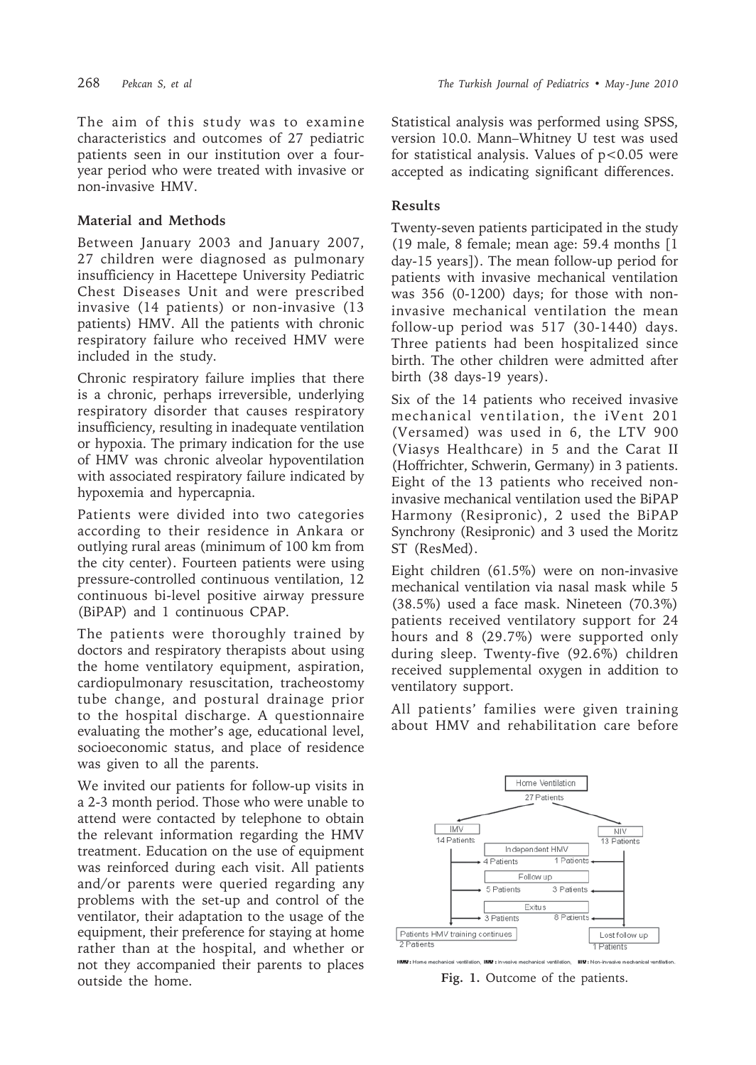The aim of this study was to examine characteristics and outcomes of 27 pediatric patients seen in our institution over a four-year period who were treated with invasive or non-invasive HMV.

## Material and Methods

Between January 2003 and January 2007, 27 children were diagnosed as pulmonary insufficiency in Hacettepe University Pediatric Chest Diseases Unit and were prescribed invasive (14 patients) or non-invasive (13 patients) HMV. All the patients with chronic respiratory failure who received HMV were included in the study.

Chronic respiratory failure implies that there is a chronic, perhaps irreversible, underlying respiratory disorder that causes respiratory insufficiency, resulting in inadequate ventilation or hypoxia. The primary indication for the use of HMV was chronic alveolar hypoventilation with associated respiratory failure indicated by hypoxemia and hypercapnia.

Patients were divided into two categories according to their residence in Ankara or outlying rural areas (minimum of 100 km from the city center). Fourteen patients were using pressure-controlled continuous ventilation, 12 continuous bi-level positive airway pressure (BiPAP) and 1 continuous CPAP.

The patients were thoroughly trained by doctors and respiratory therapists about using the home ventilatory equipment, aspiration, cardiopulmonary resuscitation, tracheostomy tube change, and postural drainage prior to the hospital discharge. A questionnaire evaluating the mother's age, educational level, socioeconomic status, and place of residence was given to all the parents.

We invited our patients for follow-up visits in a 2-3 month period. Those who were unable to attend were contacted by telephone to obtain the relevant information regarding the HMV treatment. Education on the use of equipment was reinforced during each visit. All patients and/or parents were queried regarding any problems with the set-up and control of the ventilator, their adaptation to the usage of the equipment, their preference for staying at home rather than at the hospital, and whether or not they accompanied their parents to places outside the home.

Statistical analysis was performed using SPSS, version 10.0. Mann–Whitney U test was used for statistical analysis. Values of $p<0.05$ were accepted as indicating significant differences.

## Results

Twenty-seven patients participated in the study (19 male, 8 female; mean age: 59.4 months [1 day-15 years]). The mean follow-up period for patients with invasive mechanical ventilation was 356 (0-1200) days; for those with non-invasive mechanical ventilation the mean follow-up period was 517 (30-1440) days. Three patients had been hospitalized since birth. The other children were admitted after birth (38 days-19 years).

Six of the 14 patients who received invasive mechanical ventilation, the iVent 201 (Versamed) was used in 6, the LTV 900 (Viasys Healthcare) in 5 and the Carat II (Hoffrichter, Schwerin, Germany) in 3 patients. Eight of the 13 patients who received non-invasive mechanical ventilation used the BiPAP Harmony (Resipronic), 2 used the BiPAP Synchrony (Resipronic) and 3 used the Moritz ST (ResMed).

Eight children (61.5%) were on non-invasive mechanical ventilation via nasal mask while 5 (38.5%) used a face mask. Nineteen (70.3%) patients received ventilatory support for 24 hours and 8 (29.7%) were supported only during sleep. Twenty-five (92.6%) children received supplemental oxygen in addition to ventilatory support.

All patients' families were given training about HMV and rehabilitation care before

Home Ventilation
27 Patients

IMV 14 Patients | NIV 13 Patients

Independent HMV: 4 Patients (IMV), 1 Patients (NIV)

Follow up: 5 Patients (IMV), 3 Patients (NIV)

Exitus: 3 Patients (IMV), 8 Patients (NIV)

Patients HMV training continues: 2 Patients

Lost follow up: 1 Patients

HMV: Home mechanical ventilation, IMV: Invasive mechanical ventilation, NIV: Non-invasive mechanical ventilation.

**Fig. 1.** Outcome of the patients.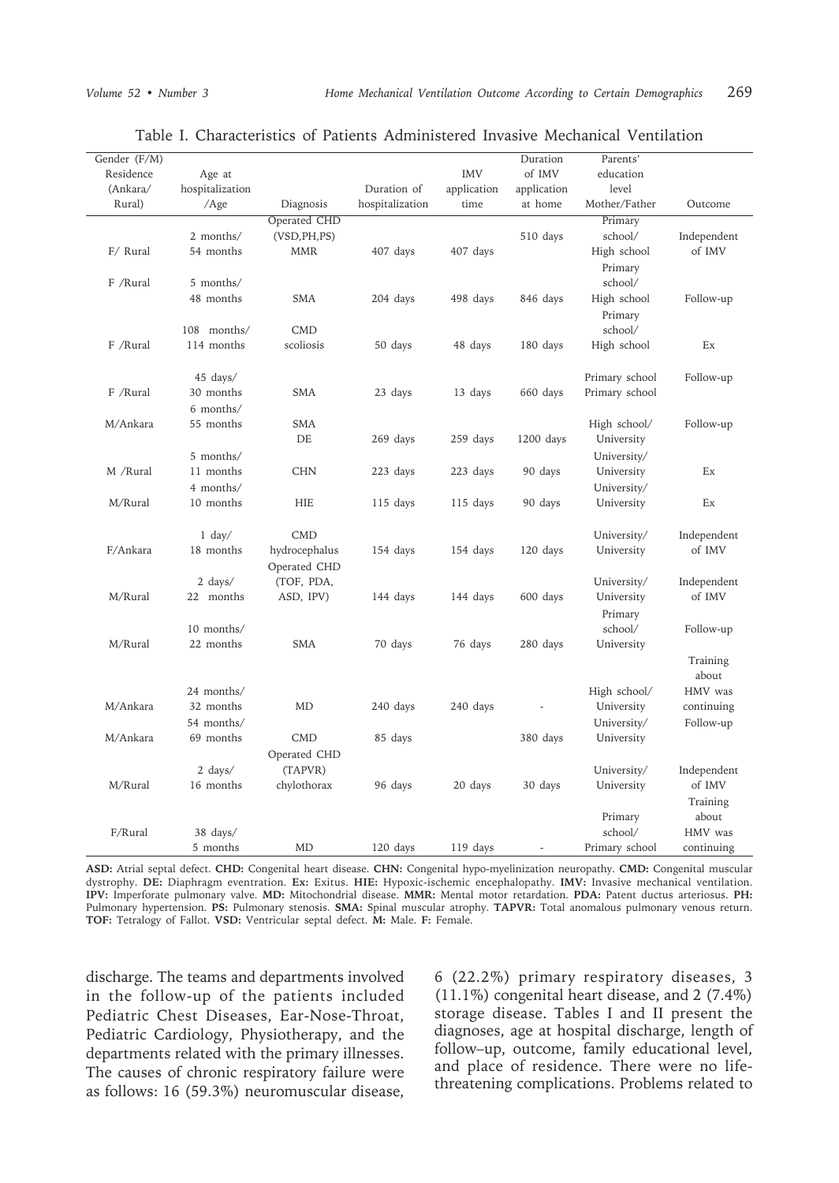Table I. Characteristics of Patients Administered Invasive Mechanical Ventilation

| Gender (F/M) Residence (Ankara/ Rural) | Age at hospitalization /Age | Diagnosis | Duration of hospitalization | IMV application time | Duration of IMV application at home | Parents' education level Mother/Father | Outcome |
|---|---|---|---|---|---|---|---|
| F/ Rural | 2 months/ 54 months | Operated CHD (VSD,PH,PS) MMR | 407 days | 407 days | 510 days | Primary school/ High school | Independent of IMV |
| F /Rural | 5 months/ 48 months | SMA | 204 days | 498 days | 846 days | Primary school/ High school | Follow-up |
| F /Rural | 108 months/ 114 months | CMD scoliosis | 50 days | 48 days | 180 days | Primary school/ High school | Ex |
| F /Rural | 45 days/ 30 months | SMA | 23 days | 13 days | 660 days | Primary school Primary school | Follow-up |
| M/Ankara | 6 months/ 55 months | SMA DE | 269 days | 259 days | 1200 days | High school/ University | Follow-up |
| M /Rural | 5 months/ 11 months | CHN | 223 days | 223 days | 90 days | University/ University | Ex |
| M/Rural | 4 months/ 10 months | HIE | 115 days | 115 days | 90 days | University/ University | Ex |
| F/Ankara | 1 day/ 18 months | CMD hydrocephalus | 154 days | 154 days | 120 days | University/ University | Independent of IMV |
| M/Rural | 2 days/ 22 months | Operated CHD (TOF, PDA, ASD, IPV) | 144 days | 144 days | 600 days | University/ University | Independent of IMV |
| M/Rural | 10 months/ 22 months | SMA | 70 days | 76 days | 280 days | Primary school/ University | Follow-up |
| M/Ankara | 24 months/ 32 months | MD | 240 days | 240 days | - | High school/ University | Training about HMV was continuing |
| M/Ankara | 54 months/ 69 months | CMD | 85 days | | 380 days | University/ University | Follow-up |
| M/Rural | 2 days/ 16 months | Operated CHD (TAPVR) chylothorax | 96 days | 20 days | 30 days | University/ University | Independent of IMV |
| F/Rural | 38 days/ 5 months | MD | 120 days | 119 days | - | Primary school/ Primary school | Training about HMV was continuing |

**ASD:** Atrial septal defect. **CHD:** Congenital heart disease. **CHN:** Congenital hypo-myelinization neuropathy. **CMD:** Congenital muscular dystrophy. **DE:** Diaphragm eventration. **Ex:** Exitus. **HIE:** Hypoxic-ischemic encephalopathy. **IMV:** Invasive mechanical ventilation. **IPV:** Imperforate pulmonary valve. **MD:** Mitochondrial disease. **MMR:** Mental motor retardation. **PDA:** Patent ductus arteriosus. **PH:** Pulmonary hypertension. **PS:** Pulmonary stenosis. **SMA:** Spinal muscular atrophy. **TAPVR:** Total anomalous pulmonary venous return. **TOF:** Tetralogy of Fallot. **VSD:** Ventricular septal defect. **M:** Male. **F:** Female.

discharge. The teams and departments involved in the follow-up of the patients included Pediatric Chest Diseases, Ear-Nose-Throat, Pediatric Cardiology, Physiotherapy, and the departments related with the primary illnesses. The causes of chronic respiratory failure were as follows: 16 (59.3%) neuromuscular disease, 6 (22.2%) primary respiratory diseases, 3 (11.1%) congenital heart disease, and 2 (7.4%) storage disease. Tables I and II present the diagnoses, age at hospital discharge, length of follow–up, outcome, family educational level, and place of residence. There were no life-threatening complications. Problems related to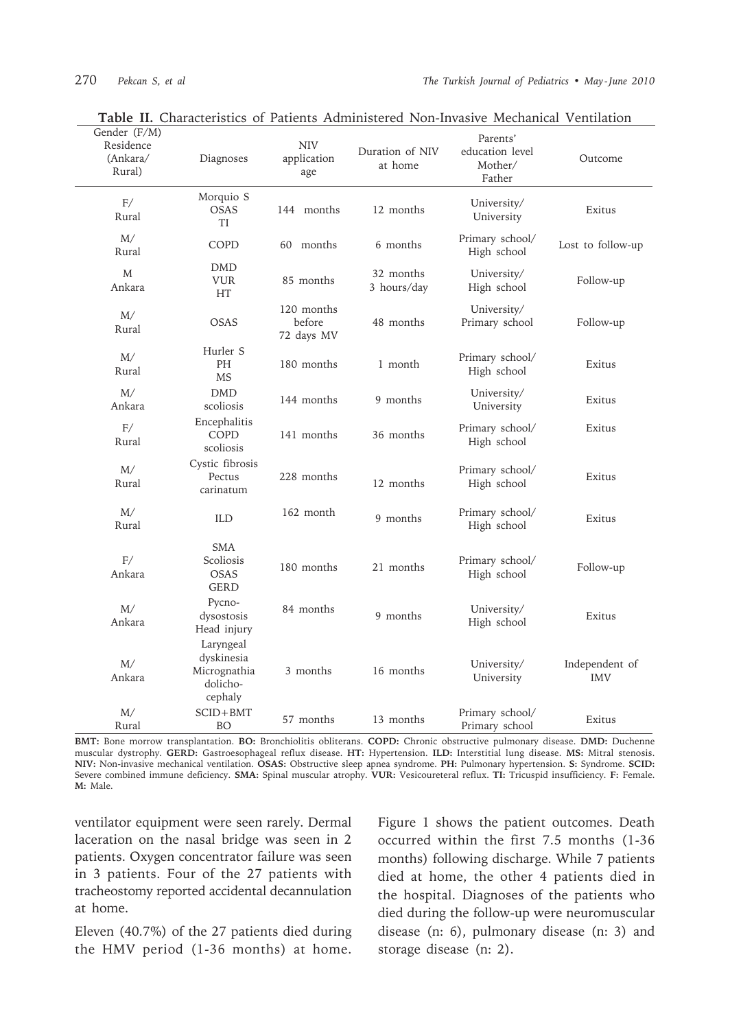**Table II.** Characteristics of Patients Administered Non-Invasive Mechanical Ventilation

| Gender (F/M) Residence (Ankara/ Rural) | Diagnoses | NIV application age | Duration of NIV at home | Parents' education level Mother/ Father | Outcome |
|---|---|---|---|---|---|
| F/ Rural | Morquio S OSAS TI | 144 months | 12 months | University/ University | Exitus |
| M/ Rural | COPD | 60 months | 6 months | Primary school/ High school | Lost to follow-up |
| M Ankara | DMD VUR HT | 85 months | 32 months 3 hours/day | University/ High school | Follow-up |
| M/ Rural | OSAS | 120 months before 72 days MV | 48 months | University/ Primary school | Follow-up |
| M/ Rural | Hurler S PH MS | 180 months | 1 month | Primary school/ High school | Exitus |
| M/ Ankara | DMD scoliosis | 144 months | 9 months | University/ University | Exitus |
| F/ Rural | Encephalitis COPD scoliosis | 141 months | 36 months | Primary school/ High school | Exitus |
| M/ Rural | Cystic fibrosis Pectus carinatum | 228 months | 12 months | Primary school/ High school | Exitus |
| M/ Rural | ILD | 162 month | 9 months | Primary school/ High school | Exitus |
| F/ Ankara | SMA Scoliosis OSAS GERD | 180 months | 21 months | Primary school/ High school | Follow-up |
| M/ Ankara | Pycno-dysostosis Head injury | 84 months | 9 months | University/ High school | Exitus |
| M/ Ankara | Laryngeal dyskinesia Micrognathia dolicho-cephaly | 3 months | 16 months | University/ University | Independent of IMV |
| M/ Rural | SCID+BMT BO | 57 months | 13 months | Primary school/ Primary school | Exitus |

**BMT:** Bone morrow transplantation. **BO:** Bronchiolitis obliterans. **COPD:** Chronic obstructive pulmonary disease. **DMD:** Duchenne muscular dystrophy. **GERD:** Gastroesophageal reflux disease. **HT:** Hypertension. **ILD:** Interstitial lung disease. **MS:** Mitral stenosis. **NIV:** Non-invasive mechanical ventilation. **OSAS:** Obstructive sleep apnea syndrome. **PH:** Pulmonary hypertension. **S:** Syndrome. **SCID:** Severe combined immune deficiency. **SMA:** Spinal muscular atrophy. **VUR:** Vesicoureteral reflux. **TI:** Tricuspid insufficiency. **F:** Female. **M:** Male.

ventilator equipment were seen rarely. Dermal laceration on the nasal bridge was seen in 2 patients. Oxygen concentrator failure was seen in 3 patients. Four of the 27 patients with tracheostomy reported accidental decannulation at home.

Eleven (40.7%) of the 27 patients died during the HMV period (1-36 months) at home. Figure 1 shows the patient outcomes. Death occurred within the first 7.5 months (1-36 months) following discharge. While 7 patients died at home, the other 4 patients died in the hospital. Diagnoses of the patients who died during the follow-up were neuromuscular disease (n: 6), pulmonary disease (n: 3) and storage disease (n: 2).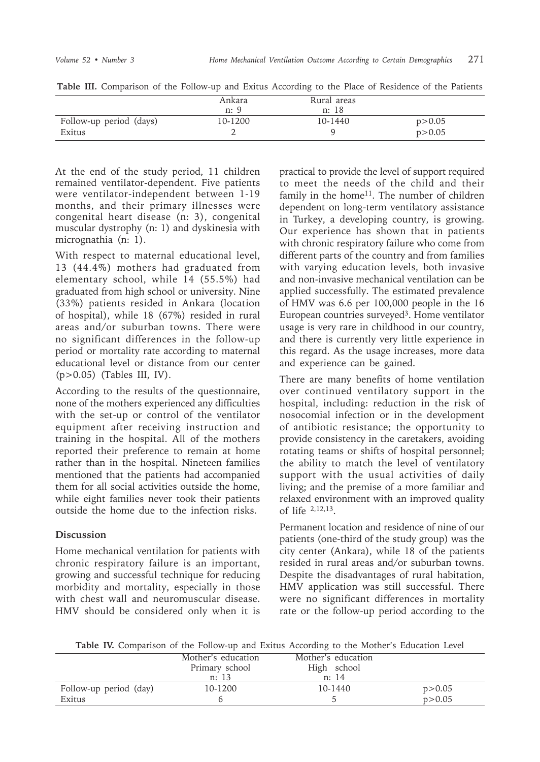**Table III.** Comparison of the Follow-up and Exitus According to the Place of Residence of the Patients

| | Ankara n: 9 | Rural areas n: 18 | |
|---|---|---|---|
| Follow-up period (days) | 10-1200 | 10-1440 | p>0.05 |
| Exitus | 2 | 9 | p>0.05 |

At the end of the study period, 11 children remained ventilator-dependent. Five patients were ventilator-independent between 1-19 months, and their primary illnesses were congenital heart disease (n: 3), congenital muscular dystrophy (n: 1) and dyskinesia with micrognathia (n: 1).

With respect to maternal educational level, 13 (44.4%) mothers had graduated from elementary school, while 14 (55.5%) had graduated from high school or university. Nine (33%) patients resided in Ankara (location of hospital), while 18 (67%) resided in rural areas and/or suburban towns. There were no significant differences in the follow-up period or mortality rate according to maternal educational level or distance from our center (p>0.05) (Tables III, IV).

According to the results of the questionnaire, none of the mothers experienced any difficulties with the set-up or control of the ventilator equipment after receiving instruction and training in the hospital. All of the mothers reported their preference to remain at home rather than in the hospital. Nineteen families mentioned that the patients had accompanied them for all social activities outside the home, while eight families never took their patients outside the home due to the infection risks.

## Discussion

Home mechanical ventilation for patients with chronic respiratory failure is an important, growing and successful technique for reducing morbidity and mortality, especially in those with chest wall and neuromuscular disease. HMV should be considered only when it is practical to provide the level of support required to meet the needs of the child and their family in the home[11]. The number of children dependent on long-term ventilatory assistance in Turkey, a developing country, is growing. Our experience has shown that in patients with chronic respiratory failure who come from different parts of the country and from families with varying education levels, both invasive and non-invasive mechanical ventilation can be applied successfully. The estimated prevalence of HMV was 6.6 per 100,000 people in the 16 European countries surveyed[3]. Home ventilator usage is very rare in childhood in our country, and there is currently very little experience in this regard. As the usage increases, more data and experience can be gained.

There are many benefits of home ventilation over continued ventilatory support in the hospital, including: reduction in the risk of nosocomial infection or in the development of antibiotic resistance; the opportunity to provide consistency in the caretakers, avoiding rotating teams or shifts of hospital personnel; the ability to match the level of ventilatory support with the usual activities of daily living; and the premise of a more familiar and relaxed environment with an improved quality of life [2,12,13].

Permanent location and residence of nine of our patients (one-third of the study group) was the city center (Ankara), while 18 of the patients resided in rural areas and/or suburban towns. Despite the disadvantages of rural habitation, HMV application was still successful. There were no significant differences in mortality rate or the follow-up period according to the

**Table IV.** Comparison of the Follow-up and Exitus According to the Mother's Education Level

| | Mother's education Primary school n: 13 | Mother's education High school n: 14 | |
|---|---|---|---|
| Follow-up period (day) | 10-1200 | 10-1440 | p>0.05 |
| Exitus | 6 | 5 | p>0.05 |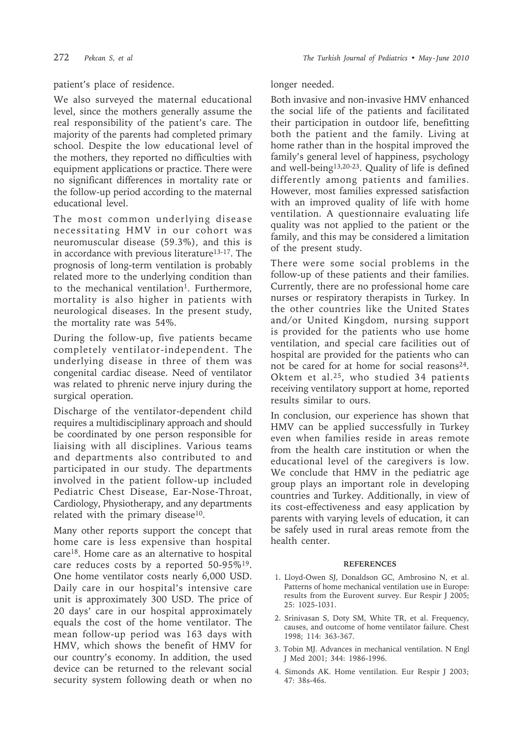patient's place of residence.

We also surveyed the maternal educational level, since the mothers generally assume the real responsibility of the patient's care. The majority of the parents had completed primary school. Despite the low educational level of the mothers, they reported no difficulties with equipment applications or practice. There were no significant differences in mortality rate or the follow-up period according to the maternal educational level.

The most common underlying disease necessitating HMV in our cohort was neuromuscular disease (59.3%), and this is in accordance with previous literature[13-17]. The prognosis of long-term ventilation is probably related more to the underlying condition than to the mechanical ventilation[1]. Furthermore, mortality is also higher in patients with neurological diseases. In the present study, the mortality rate was 54%.

During the follow-up, five patients became completely ventilator-independent. The underlying disease in three of them was congenital cardiac disease. Need of ventilator was related to phrenic nerve injury during the surgical operation.

Discharge of the ventilator-dependent child requires a multidisciplinary approach and should be coordinated by one person responsible for liaising with all disciplines. Various teams and departments also contributed to and participated in our study. The departments involved in the patient follow-up included Pediatric Chest Disease, Ear-Nose-Throat, Cardiology, Physiotherapy, and any departments related with the primary disease[10].

Many other reports support the concept that home care is less expensive than hospital care[18]. Home care as an alternative to hospital care reduces costs by a reported 50-95%[19]. One home ventilator costs nearly 6,000 USD. Daily care in our hospital's intensive care unit is approximately 300 USD. The price of 20 days' care in our hospital approximately equals the cost of the home ventilator. The mean follow-up period was 163 days with HMV, which shows the benefit of HMV for our country's economy. In addition, the used device can be returned to the relevant social security system following death or when no longer needed.

Both invasive and non-invasive HMV enhanced the social life of the patients and facilitated their participation in outdoor life, benefitting both the patient and the family. Living at home rather than in the hospital improved the family's general level of happiness, psychology and well-being[13,20-23]. Quality of life is defined differently among patients and families. However, most families expressed satisfaction with an improved quality of life with home ventilation. A questionnaire evaluating life quality was not applied to the patient or the family, and this may be considered a limitation of the present study.

There were some social problems in the follow-up of these patients and their families. Currently, there are no professional home care nurses or respiratory therapists in Turkey. In the other countries like the United States and/or United Kingdom, nursing support is provided for the patients who use home ventilation, and special care facilities out of hospital are provided for the patients who can not be cared for at home for social reasons[24]. Oktem et al.[25], who studied 34 patients receiving ventilatory support at home, reported results similar to ours.

In conclusion, our experience has shown that HMV can be applied successfully in Turkey even when families reside in areas remote from the health care institution or when the educational level of the caregivers is low. We conclude that HMV in the pediatric age group plays an important role in developing countries and Turkey. Additionally, in view of its cost-effectiveness and easy application by parents with varying levels of education, it can be safely used in rural areas remote from the health center.

## REFERENCES

1. Lloyd-Owen SJ, Donaldson GC, Ambrosino N, et al. Patterns of home mechanical ventilation use in Europe: results from the Eurovent survey. Eur Respir J 2005; 25: 1025-1031.
2. Srinivasan S, Doty SM, White TR, et al. Frequency, causes, and outcome of home ventilator failure. Chest 1998; 114: 363-367.
3. Tobin MJ. Advances in mechanical ventilation. N Engl J Med 2001; 344: 1986-1996.
4. Simonds AK. Home ventilation. Eur Respir J 2003; 47: 38s-46s.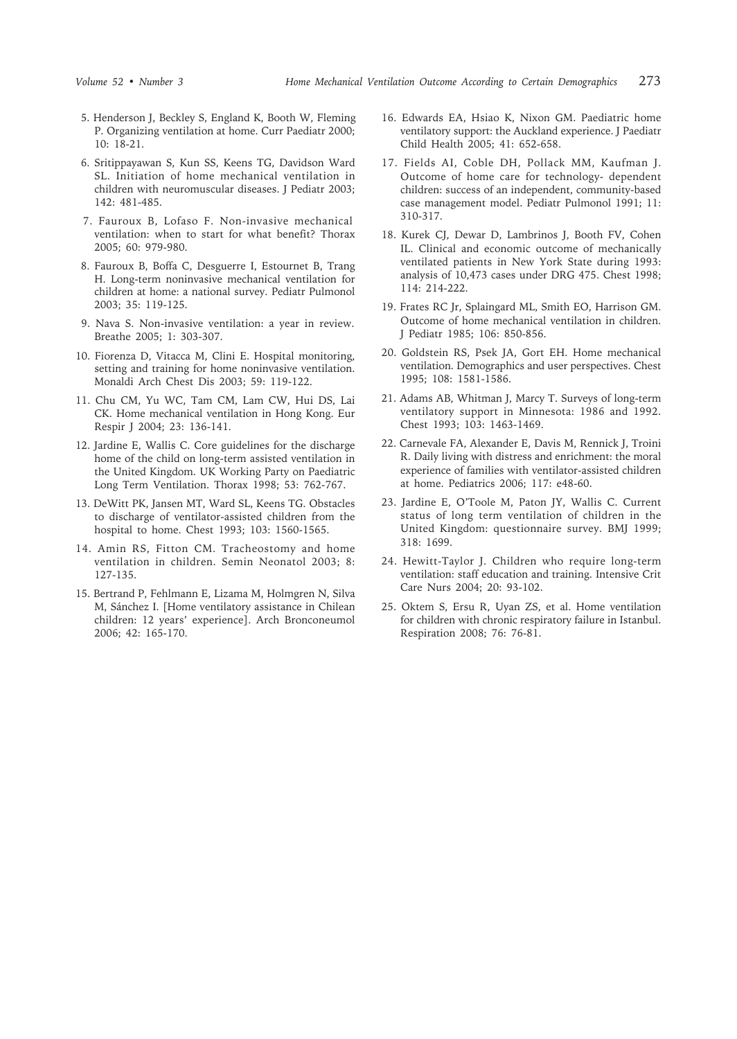5. Henderson J, Beckley S, England K, Booth W, Fleming P. Organizing ventilation at home. Curr Paediatr 2000; 10: 18-21.

6. Sritippayawan S, Kun SS, Keens TG, Davidson Ward SL. Initiation of home mechanical ventilation in children with neuromuscular diseases. J Pediatr 2003; 142: 481-485.

7. Fauroux B, Lofaso F. Non-invasive mechanical ventilation: when to start for what benefit? Thorax 2005; 60: 979-980.

8. Fauroux B, Boffa C, Desguerre I, Estournet B, Trang H. Long-term noninvasive mechanical ventilation for children at home: a national survey. Pediatr Pulmonol 2003; 35: 119-125.

9. Nava S. Non-invasive ventilation: a year in review. Breathe 2005; 1: 303-307.

10. Fiorenza D, Vitacca M, Clini E. Hospital monitoring, setting and training for home noninvasive ventilation. Monaldi Arch Chest Dis 2003; 59: 119-122.

11. Chu CM, Yu WC, Tam CM, Lam CW, Hui DS, Lai CK. Home mechanical ventilation in Hong Kong. Eur Respir J 2004; 23: 136-141.

12. Jardine E, Wallis C. Core guidelines for the discharge home of the child on long-term assisted ventilation in the United Kingdom. UK Working Party on Paediatric Long Term Ventilation. Thorax 1998; 53: 762-767.

13. DeWitt PK, Jansen MT, Ward SL, Keens TG. Obstacles to discharge of ventilator-assisted children from the hospital to home. Chest 1993; 103: 1560-1565.

14. Amin RS, Fitton CM. Tracheostomy and home ventilation in children. Semin Neonatol 2003; 8: 127-135.

15. Bertrand P, Fehlmann E, Lizama M, Holmgren N, Silva M, Sánchez I. [Home ventilatory assistance in Chilean children: 12 years' experience]. Arch Bronconeumol 2006; 42: 165-170.

16. Edwards EA, Hsiao K, Nixon GM. Paediatric home ventilatory support: the Auckland experience. J Paediatr Child Health 2005; 41: 652-658.

17. Fields AI, Coble DH, Pollack MM, Kaufman J. Outcome of home care for technology- dependent children: success of an independent, community-based case management model. Pediatr Pulmonol 1991; 11: 310-317.

18. Kurek CJ, Dewar D, Lambrinos J, Booth FV, Cohen IL. Clinical and economic outcome of mechanically ventilated patients in New York State during 1993: analysis of 10,473 cases under DRG 475. Chest 1998; 114: 214-222.

19. Frates RC Jr, Splaingard ML, Smith EO, Harrison GM. Outcome of home mechanical ventilation in children. J Pediatr 1985; 106: 850-856.

20. Goldstein RS, Psek JA, Gort EH. Home mechanical ventilation. Demographics and user perspectives. Chest 1995; 108: 1581-1586.

21. Adams AB, Whitman J, Marcy T. Surveys of long-term ventilatory support in Minnesota: 1986 and 1992. Chest 1993; 103: 1463-1469.

22. Carnevale FA, Alexander E, Davis M, Rennick J, Troini R. Daily living with distress and enrichment: the moral experience of families with ventilator-assisted children at home. Pediatrics 2006; 117: e48-60.

23. Jardine E, O'Toole M, Paton JY, Wallis C. Current status of long term ventilation of children in the United Kingdom: questionnaire survey. BMJ 1999; 318: 1699.

24. Hewitt-Taylor J. Children who require long-term ventilation: staff education and training. Intensive Crit Care Nurs 2004; 20: 93-102.

25. Oktem S, Ersu R, Uyan ZS, et al. Home ventilation for children with chronic respiratory failure in Istanbul. Respiration 2008; 76: 76-81.